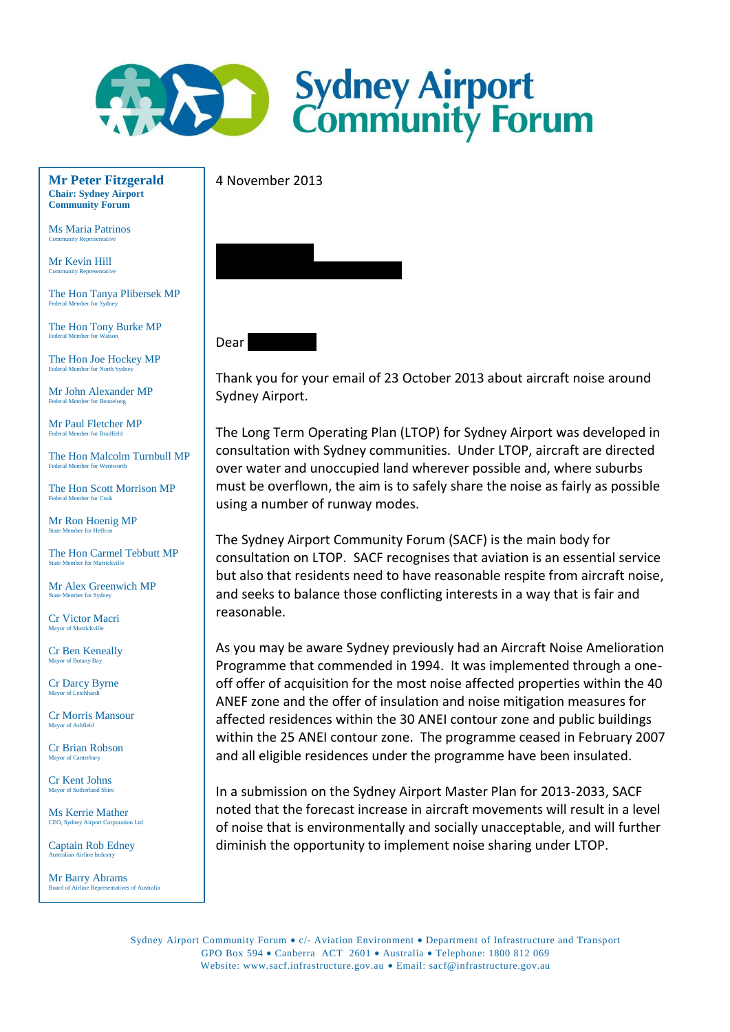# Sydney Airport Community Forum

**Mr Peter Fitzgerald**
**Chair: Sydney Airport Community Forum**

Ms Maria Patrinos
Community Representative

Mr Kevin Hill
Community Representative

The Hon Tanya Plibersek MP
Federal Member for Sydney

The Hon Tony Burke MP
Federal Member for Watson

The Hon Joe Hockey MP
Federal Member for North Sydney

Mr John Alexander MP
Federal Member for Bennelong

Mr Paul Fletcher MP
Federal Member for Bradfield

The Hon Malcolm Turnbull MP
Federal Member for Wentworth

The Hon Scott Morrison MP
Federal Member for Cook

Mr Ron Hoenig MP
State Member for Heffron

The Hon Carmel Tebbutt MP
State Member for Marrickville

Mr Alex Greenwich MP
State Member for Sydney

Cr Victor Macri
Mayor of Marrickville

Cr Ben Keneally
Mayor of Botany Bay

Cr Darcy Byrne
Mayor of Leichhardt

Cr Morris Mansour
Mayor of Ashfield

Cr Brian Robson
Mayor of Canterbury

Cr Kent Johns
Mayor of Sutherland Shire

Ms Kerrie Mather
CEO, Sydney Airport Corporation Ltd

Captain Rob Edney
Australian Airline Industry

Mr Barry Abrams
Board of Airline Representatives of Australia

4 November 2013

Dear

Thank you for your email of 23 October 2013 about aircraft noise around Sydney Airport.

The Long Term Operating Plan (LTOP) for Sydney Airport was developed in consultation with Sydney communities. Under LTOP, aircraft are directed over water and unoccupied land wherever possible and, where suburbs must be overflown, the aim is to safely share the noise as fairly as possible using a number of runway modes.

The Sydney Airport Community Forum (SACF) is the main body for consultation on LTOP. SACF recognises that aviation is an essential service but also that residents need to have reasonable respite from aircraft noise, and seeks to balance those conflicting interests in a way that is fair and reasonable.

As you may be aware Sydney previously had an Aircraft Noise Amelioration Programme that commended in 1994. It was implemented through a one-off offer of acquisition for the most noise affected properties within the 40 ANEF zone and the offer of insulation and noise mitigation measures for affected residences within the 30 ANEI contour zone and public buildings within the 25 ANEI contour zone. The programme ceased in February 2007 and all eligible residences under the programme have been insulated.

In a submission on the Sydney Airport Master Plan for 2013-2033, SACF noted that the forecast increase in aircraft movements will result in a level of noise that is environmentally and socially unacceptable, and will further diminish the opportunity to implement noise sharing under LTOP.

Sydney Airport Community Forum • c/- Aviation Environment • Department of Infrastructure and Transport
GPO Box 594 • Canberra ACT 2601 • Australia • Telephone: 1800 812 069
Website: www.sacf.infrastructure.gov.au • Email: sacf@infrastructure.gov.au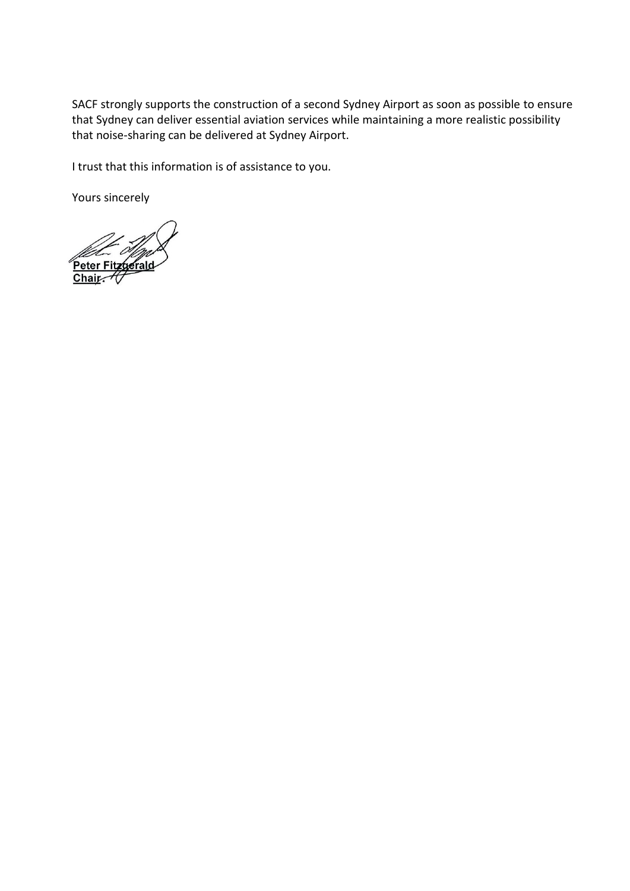SACF strongly supports the construction of a second Sydney Airport as soon as possible to ensure that Sydney can deliver essential aviation services while maintaining a more realistic possibility that noise-sharing can be delivered at Sydney Airport.

I trust that this information is of assistance to you.

Yours sincerely

**Peter Fitzgerald**
**Chair.**